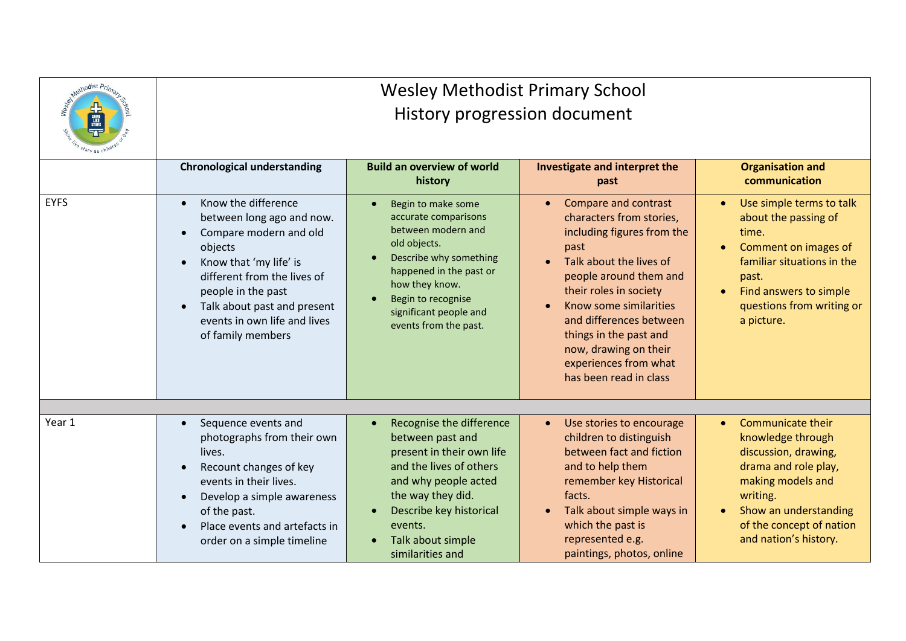# Wesley Methodist Primary School
## History progression document

| | Chronological understanding | Build an overview of world history | Investigate and interpret the past | Organisation and communication |
|---|---|---|---|---|
| EYFS | • Know the difference between long ago and now.<br>• Compare modern and old objects<br>• Know that 'my life' is different from the lives of people in the past<br>• Talk about past and present events in own life and lives of family members | • Begin to make some accurate comparisons between modern and old objects.<br>• Describe why something happened in the past or how they know.<br>• Begin to recognise significant people and events from the past. | • Compare and contrast characters from stories, including figures from the past<br>• Talk about the lives of people around them and their roles in society<br>• Know some similarities and differences between things in the past and now, drawing on their experiences from what has been read in class | • Use simple terms to talk about the passing of time.<br>• Comment on images of familiar situations in the past.<br>• Find answers to simple questions from writing or a picture. |
| | | | | |
| Year 1 | • Sequence events and photographs from their own lives.<br>• Recount changes of key events in their lives.<br>• Develop a simple awareness of the past.<br>• Place events and artefacts in order on a simple timeline | • Recognise the difference between past and present in their own life and the lives of others and why people acted the way they did.<br>• Describe key historical events.<br>• Talk about simple similarities and | • Use stories to encourage children to distinguish between fact and fiction and to help them remember key Historical facts.<br>• Talk about simple ways in which the past is represented e.g. paintings, photos, online | • Communicate their knowledge through discussion, drawing, drama and role play, making models and writing.<br>• Show an understanding of the concept of nation and nation's history. |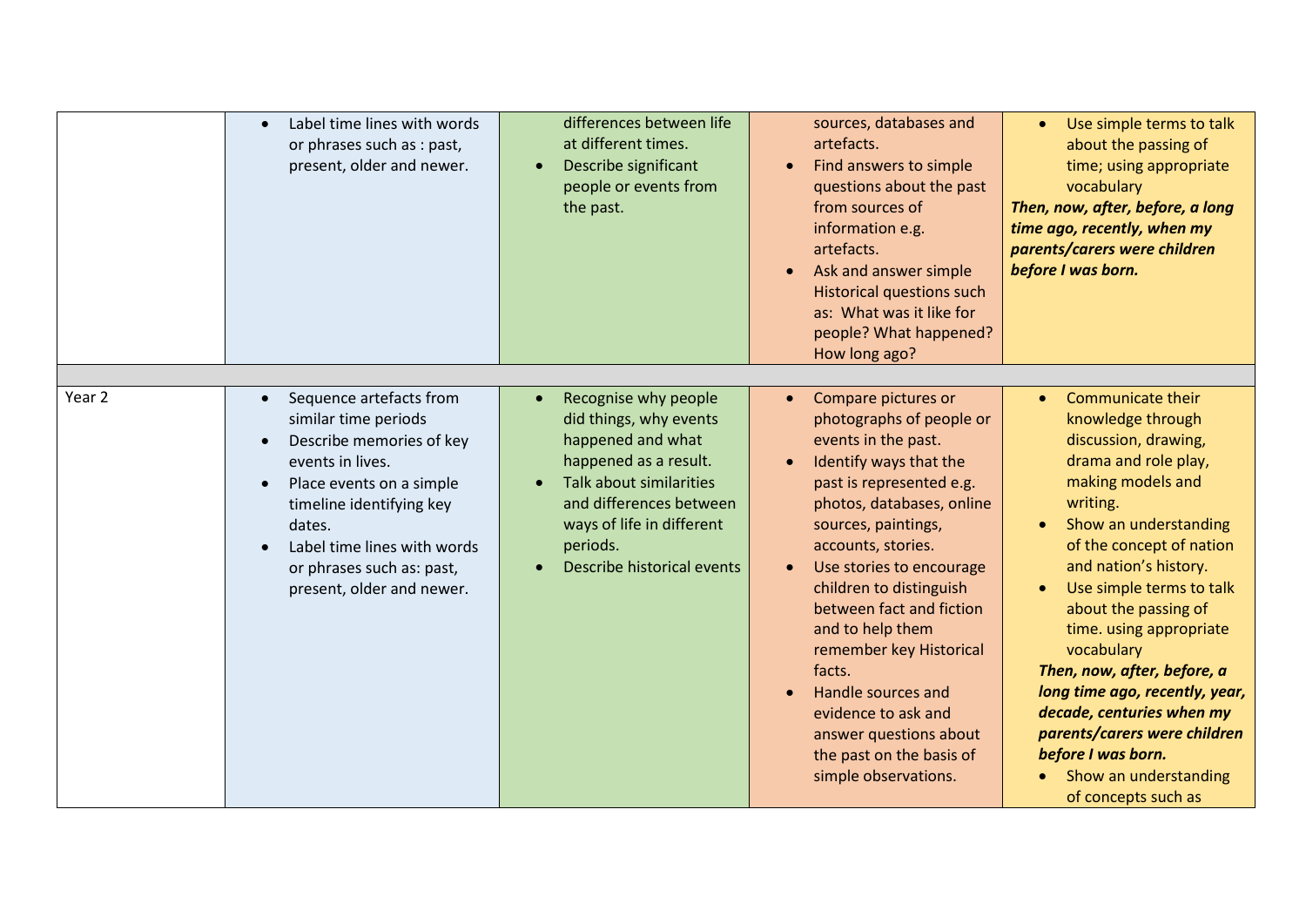| | | | | |
|---|---|---|---|---|
| | • Label time lines with words or phrases such as : past, present, older and newer. | differences between life at different times.<br>• Describe significant people or events from the past. | sources, databases and artefacts.<br>• Find answers to simple questions about the past from sources of information e.g. artefacts.<br>• Ask and answer simple Historical questions such as: What was it like for people? What happened? How long ago? | • Use simple terms to talk about the passing of time; using appropriate vocabulary<br>***Then, now, after, before, a long time ago, recently, when my parents/carers were children before I was born.*** |
| | | | | |
| Year 2 | • Sequence artefacts from similar time periods<br>• Describe memories of key events in lives.<br>• Place events on a simple timeline identifying key dates.<br>• Label time lines with words or phrases such as: past, present, older and newer. | • Recognise why people did things, why events happened and what happened as a result.<br>• Talk about similarities and differences between ways of life in different periods.<br>• Describe historical events | • Compare pictures or photographs of people or events in the past.<br>• Identify ways that the past is represented e.g. photos, databases, online sources, paintings, accounts, stories.<br>• Use stories to encourage children to distinguish between fact and fiction and to help them remember key Historical facts.<br>• Handle sources and evidence to ask and answer questions about the past on the basis of simple observations. | • Communicate their knowledge through discussion, drawing, drama and role play, making models and writing.<br>• Show an understanding of the concept of nation and nation's history.<br>• Use simple terms to talk about the passing of time. using appropriate vocabulary<br>***Then, now, after, before, a long time ago, recently, year, decade, centuries when my parents/carers were children before I was born.***<br>• Show an understanding of concepts such as |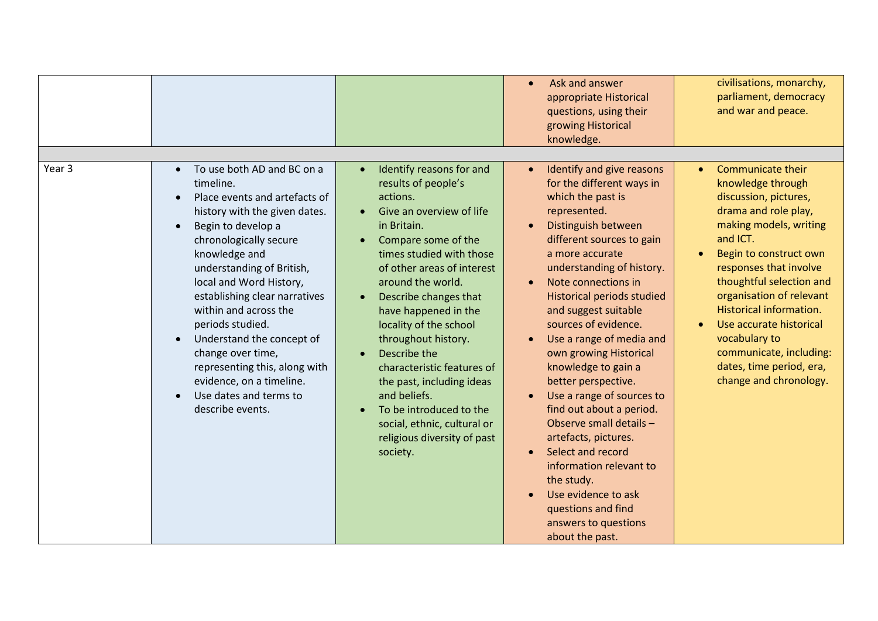| | | | | |
|---|---|---|---|---|
| | | | • Ask and answer appropriate Historical questions, using their growing Historical knowledge. | civilisations, monarchy, parliament, democracy and war and peace. |
| | | | | |
| Year 3 | • To use both AD and BC on a timeline.<br>• Place events and artefacts of history with the given dates.<br>• Begin to develop a chronologically secure knowledge and understanding of British, local and Word History, establishing clear narratives within and across the periods studied.<br>• Understand the concept of change over time, representing this, along with evidence, on a timeline.<br>• Use dates and terms to describe events. | • Identify reasons for and results of people's actions.<br>• Give an overview of life in Britain.<br>• Compare some of the times studied with those of other areas of interest around the world.<br>• Describe changes that have happened in the locality of the school throughout history.<br>• Describe the characteristic features of the past, including ideas and beliefs.<br>• To be introduced to the social, ethnic, cultural or religious diversity of past society. | • Identify and give reasons for the different ways in which the past is represented.<br>• Distinguish between different sources to gain a more accurate understanding of history.<br>• Note connections in Historical periods studied and suggest suitable sources of evidence.<br>• Use a range of media and own growing Historical knowledge to gain a better perspective.<br>• Use a range of sources to find out about a period. Observe small details – artefacts, pictures.<br>• Select and record information relevant to the study.<br>• Use evidence to ask questions and find answers to questions about the past. | • Communicate their knowledge through discussion, pictures, drama and role play, making models, writing and ICT.<br>• Begin to construct own responses that involve thoughtful selection and organisation of relevant Historical information.<br>• Use accurate historical vocabulary to communicate, including: dates, time period, era, change and chronology. |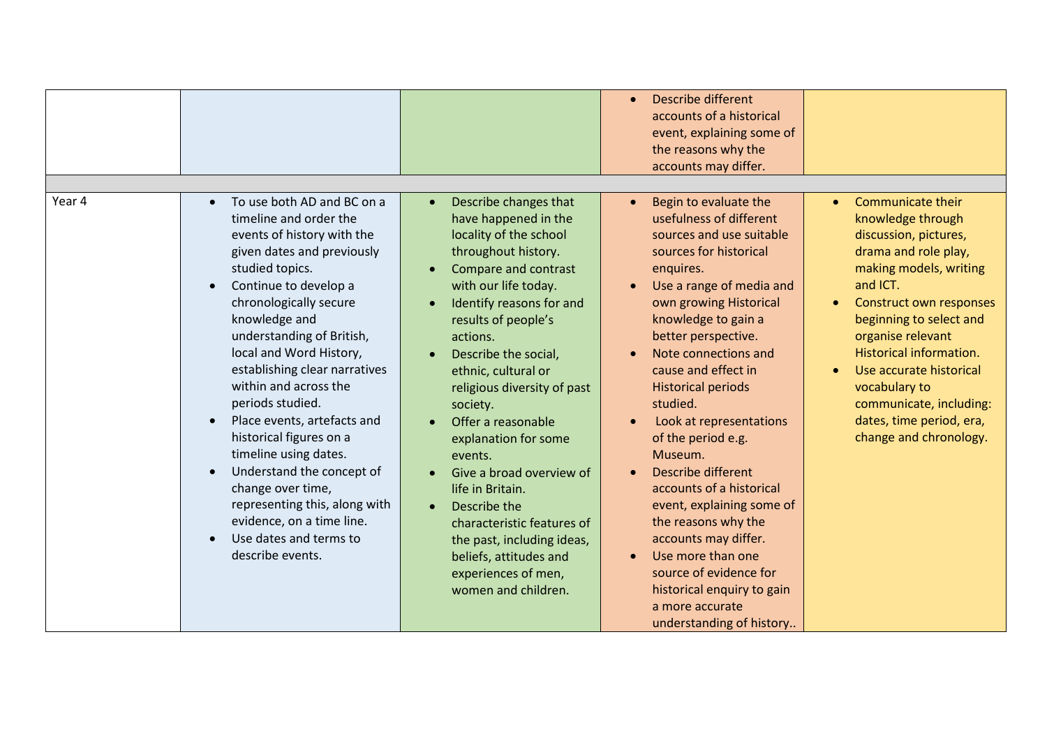| | | | | |
|---|---|---|---|---|
| | | | • Describe different accounts of a historical event, explaining some of the reasons why the accounts may differ. | |
| | | | | |
| Year 4 | • To use both AD and BC on a timeline and order the events of history with the given dates and previously studied topics.<br>• Continue to develop a chronologically secure knowledge and understanding of British, local and Word History, establishing clear narratives within and across the periods studied.<br>• Place events, artefacts and historical figures on a timeline using dates.<br>• Understand the concept of change over time, representing this, along with evidence, on a time line.<br>• Use dates and terms to describe events. | • Describe changes that have happened in the locality of the school throughout history.<br>• Compare and contrast with our life today.<br>• Identify reasons for and results of people's actions.<br>• Describe the social, ethnic, cultural or religious diversity of past society.<br>• Offer a reasonable explanation for some events.<br>• Give a broad overview of life in Britain.<br>• Describe the characteristic features of the past, including ideas, beliefs, attitudes and experiences of men, women and children. | • Begin to evaluate the usefulness of different sources and use suitable sources for historical enquires.<br>• Use a range of media and own growing Historical knowledge to gain a better perspective.<br>• Note connections and cause and effect in Historical periods studied.<br>• Look at representations of the period e.g. Museum.<br>• Describe different accounts of a historical event, explaining some of the reasons why the accounts may differ.<br>• Use more than one source of evidence for historical enquiry to gain a more accurate understanding of history.. | • Communicate their knowledge through discussion, pictures, drama and role play, making models, writing and ICT.<br>• Construct own responses beginning to select and organise relevant Historical information.<br>• Use accurate historical vocabulary to communicate, including: dates, time period, era, change and chronology. |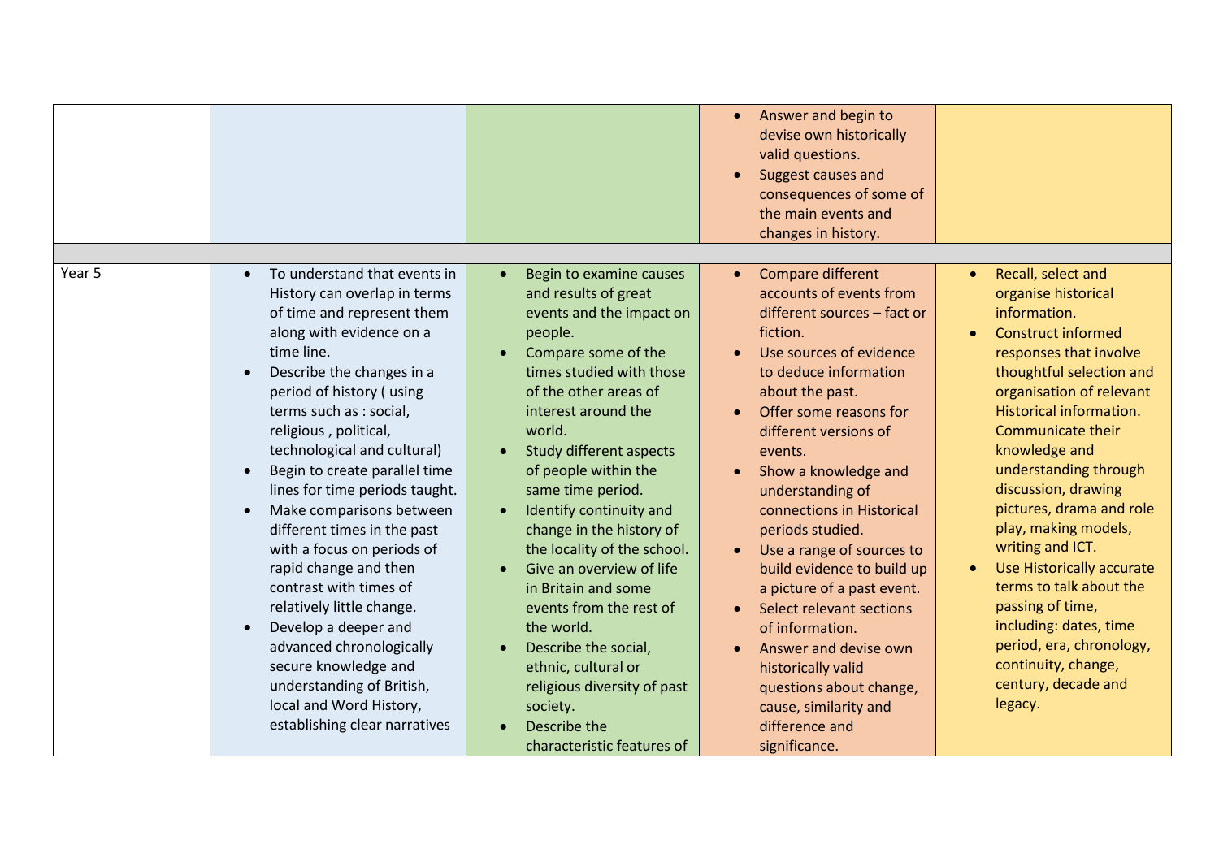| | | | | |
|---|---|---|---|---|
| | | | • Answer and begin to devise own historically valid questions.<br>• Suggest causes and consequences of some of the main events and changes in history. | |
| | | | | |
| Year 5 | • To understand that events in History can overlap in terms of time and represent them along with evidence on a time line.<br>• Describe the changes in a period of history ( using terms such as : social, religious , political, technological and cultural)<br>• Begin to create parallel time lines for time periods taught.<br>• Make comparisons between different times in the past with a focus on periods of rapid change and then contrast with times of relatively little change.<br>• Develop a deeper and advanced chronologically secure knowledge and understanding of British, local and Word History, establishing clear narratives | • Begin to examine causes and results of great events and the impact on people.<br>• Compare some of the times studied with those of the other areas of interest around the world.<br>• Study different aspects of people within the same time period.<br>• Identify continuity and change in the history of the locality of the school.<br>• Give an overview of life in Britain and some events from the rest of the world.<br>• Describe the social, ethnic, cultural or religious diversity of past society.<br>• Describe the characteristic features of | • Compare different accounts of events from different sources – fact or fiction.<br>• Use sources of evidence to deduce information about the past.<br>• Offer some reasons for different versions of events.<br>• Show a knowledge and understanding of connections in Historical periods studied.<br>• Use a range of sources to build evidence to build up a picture of a past event.<br>• Select relevant sections of information.<br>• Answer and devise own historically valid questions about change, cause, similarity and difference and significance. | • Recall, select and organise historical information.<br>• Construct informed responses that involve thoughtful selection and organisation of relevant Historical information. Communicate their knowledge and understanding through discussion, drawing pictures, drama and role play, making models, writing and ICT.<br>• Use Historically accurate terms to talk about the passing of time, including: dates, time period, era, chronology, continuity, change, century, decade and legacy. |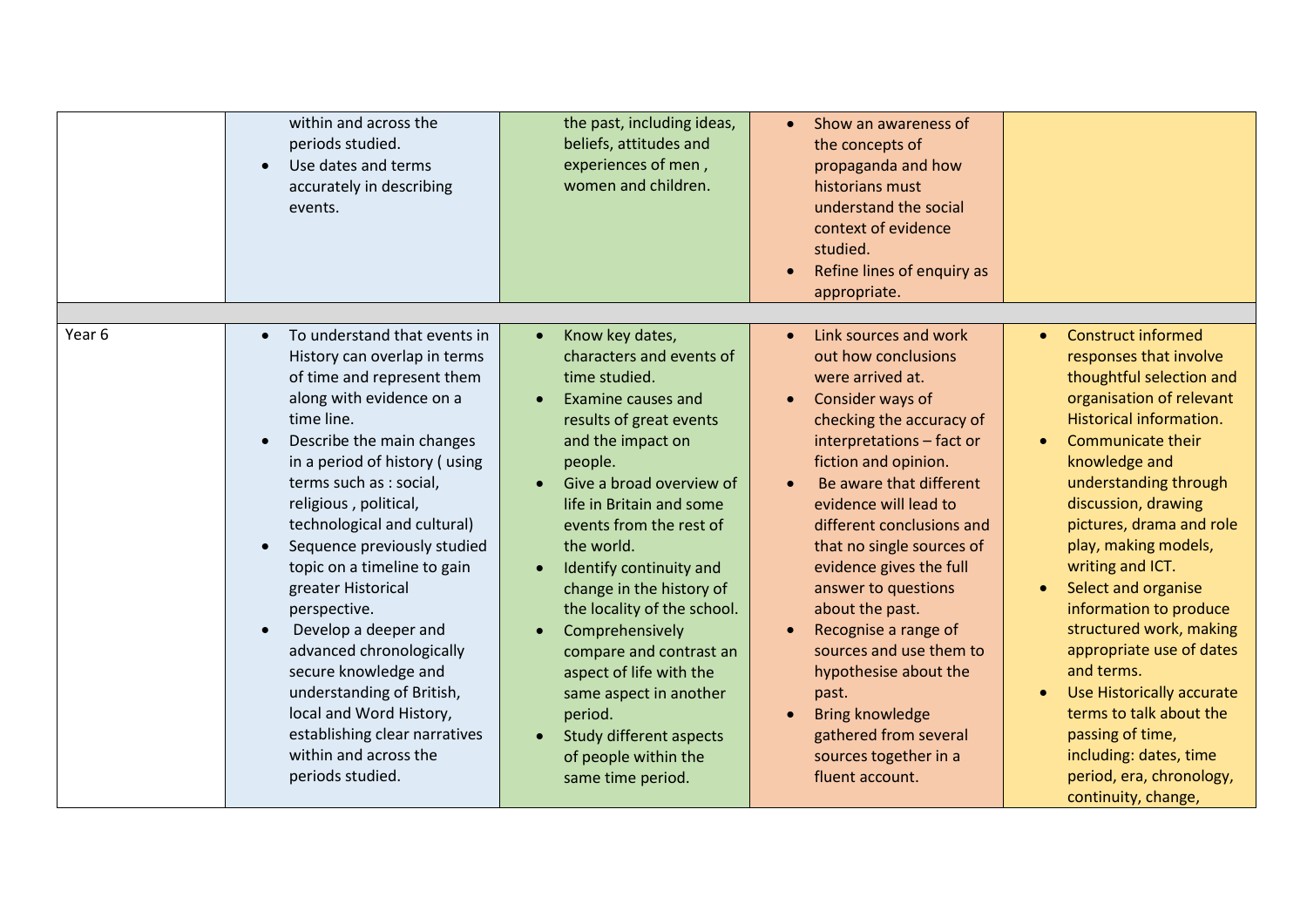|  |  |  |  |  |
|---|---|---|---|---|
|  | within and across the periods studied.<br>• Use dates and terms accurately in describing events. | the past, including ideas, beliefs, attitudes and experiences of men , women and children. | • Show an awareness of the concepts of propaganda and how historians must understand the social context of evidence studied.<br>• Refine lines of enquiry as appropriate. |  |
|  |  |  |  |  |
| Year 6 | • To understand that events in History can overlap in terms of time and represent them along with evidence on a time line.<br>• Describe the main changes in a period of history ( using terms such as : social, religious , political, technological and cultural)<br>• Sequence previously studied topic on a timeline to gain greater Historical perspective.<br>• Develop a deeper and advanced chronologically secure knowledge and understanding of British, local and Word History, establishing clear narratives within and across the periods studied. | • Know key dates, characters and events of time studied.<br>• Examine causes and results of great events and the impact on people.<br>• Give a broad overview of life in Britain and some events from the rest of the world.<br>• Identify continuity and change in the history of the locality of the school.<br>• Comprehensively compare and contrast an aspect of life with the same aspect in another period.<br>• Study different aspects of people within the same time period. | • Link sources and work out how conclusions were arrived at.<br>• Consider ways of checking the accuracy of interpretations – fact or fiction and opinion.<br>• Be aware that different evidence will lead to different conclusions and that no single sources of evidence gives the full answer to questions about the past.<br>• Recognise a range of sources and use them to hypothesise about the past.<br>• Bring knowledge gathered from several sources together in a fluent account. | • Construct informed responses that involve thoughtful selection and organisation of relevant Historical information.<br>• Communicate their knowledge and understanding through discussion, drawing pictures, drama and role play, making models, writing and ICT.<br>• Select and organise information to produce structured work, making appropriate use of dates and terms.<br>• Use Historically accurate terms to talk about the passing of time, including: dates, time period, era, chronology, continuity, change, |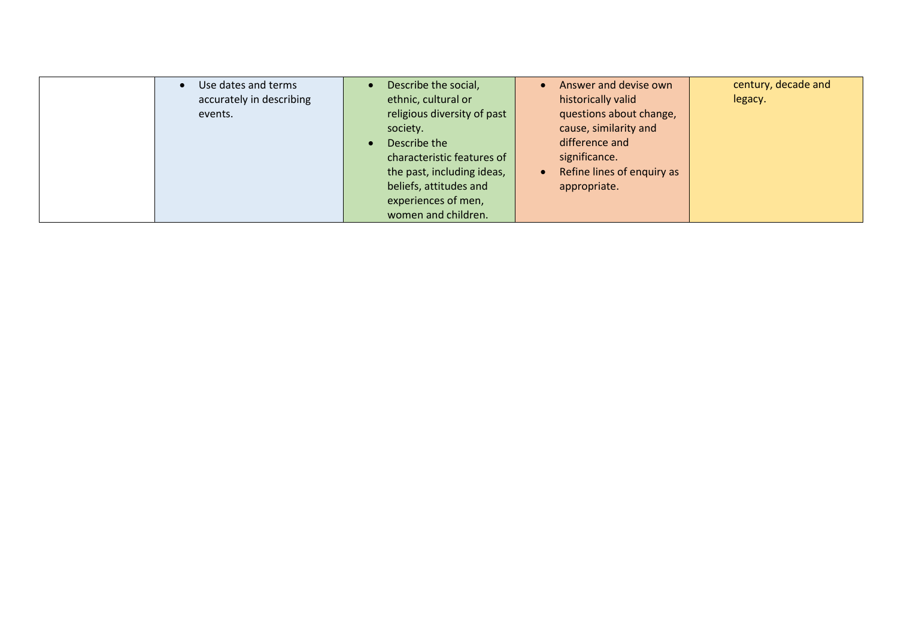| | | | | |
|---|---|---|---|---|
| | • Use dates and terms accurately in describing events. | • Describe the social, ethnic, cultural or religious diversity of past society.<br>• Describe the characteristic features of the past, including ideas, beliefs, attitudes and experiences of men, women and children. | • Answer and devise own historically valid questions about change, cause, similarity and difference and significance.<br>• Refine lines of enquiry as appropriate. | century, decade and legacy. |